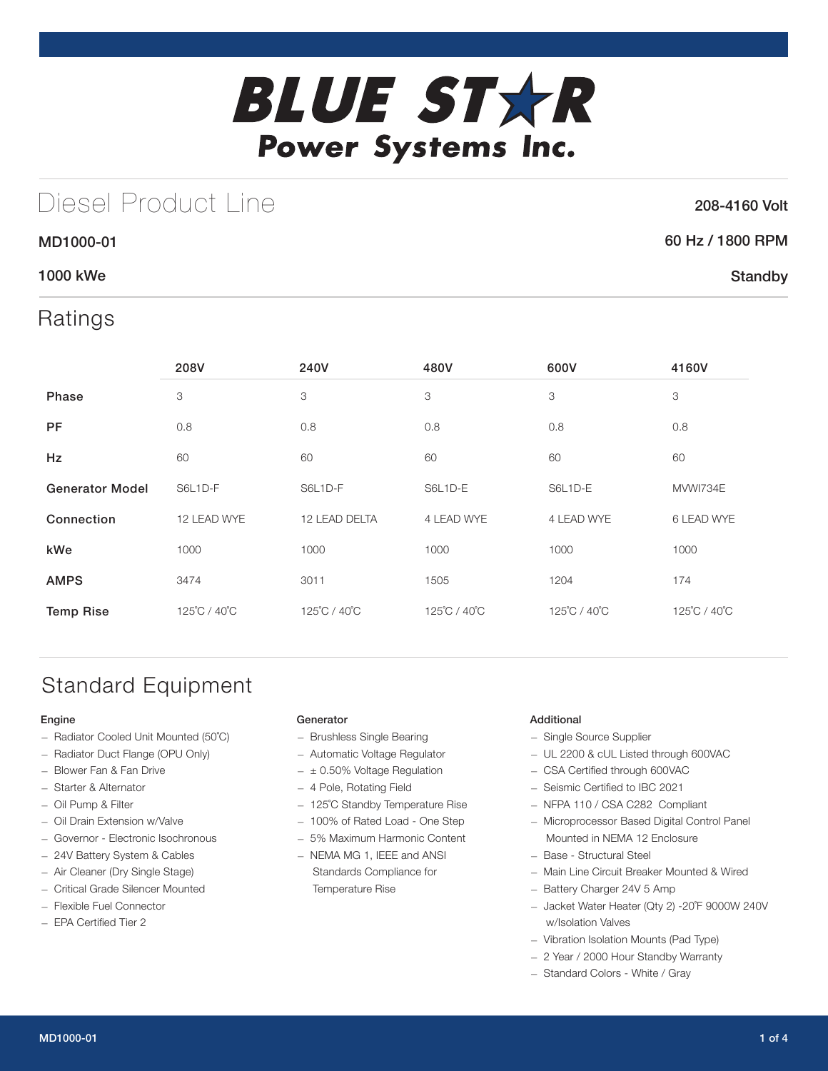# BLUE STAR Power Systems Inc.

## Diesel Product Line

208-4160 Volt

**MD1000-01** — 60 Hz / 1800 RPM

**1000 kWe** — Standby

## Ratings

| | 208V | 240V | 480V | 600V | 4160V |
|---|---|---|---|---|---|
| **Phase** | 3 | 3 | 3 | 3 | 3 |
| **PF** | 0.8 | 0.8 | 0.8 | 0.8 | 0.8 |
| **Hz** | 60 | 60 | 60 | 60 | 60 |
| **Generator Model** | S6L1D-F | S6L1D-F | S6L1D-E | S6L1D-E | MVWI734E |
| **Connection** | 12 LEAD WYE | 12 LEAD DELTA | 4 LEAD WYE | 4 LEAD WYE | 6 LEAD WYE |
| **kWe** | 1000 | 1000 | 1000 | 1000 | 1000 |
| **AMPS** | 3474 | 3011 | 1505 | 1204 | 174 |
| **Temp Rise** | 125˚C / 40˚C | 125˚C / 40˚C | 125˚C / 40˚C | 125˚C / 40˚C | 125˚C / 40˚C |

## Standard Equipment

### Engine

- Radiator Cooled Unit Mounted (50˚C)
- Radiator Duct Flange (OPU Only)
- Blower Fan & Fan Drive
- Starter & Alternator
- Oil Pump & Filter
- Oil Drain Extension w/Valve
- Governor - Electronic Isochronous
- 24V Battery System & Cables
- Air Cleaner (Dry Single Stage)
- Critical Grade Silencer Mounted
- Flexible Fuel Connector
- EPA Certified Tier 2

### Generator

- Brushless Single Bearing
- Automatic Voltage Regulator
- ± 0.50% Voltage Regulation
- 4 Pole, Rotating Field
- 125˚C Standby Temperature Rise
- 100% of Rated Load - One Step
- 5% Maximum Harmonic Content
- NEMA MG 1, IEEE and ANSI Standards Compliance for Temperature Rise

### Additional

- Single Source Supplier
- UL 2200 & cUL Listed through 600VAC
- CSA Certified through 600VAC
- Seismic Certified to IBC 2021
- NFPA 110 / CSA C282 Compliant
- Microprocessor Based Digital Control Panel Mounted in NEMA 12 Enclosure
- Base - Structural Steel
- Main Line Circuit Breaker Mounted & Wired
- Battery Charger 24V 5 Amp
- Jacket Water Heater (Qty 2) -20˚F 9000W 240V w/Isolation Valves
- Vibration Isolation Mounts (Pad Type)
- 2 Year / 2000 Hour Standby Warranty
- Standard Colors - White / Gray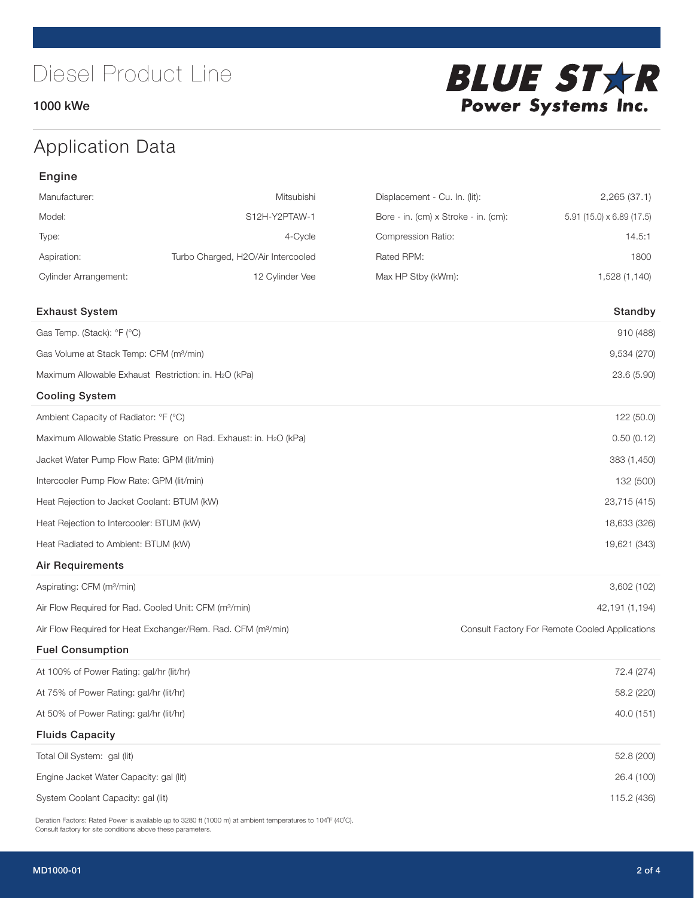# Diesel Product Line

**1000 kWe**

**BLUE STAR Power Systems Inc.**

## Application Data

### Engine

| | | | |
|---|---|---|---|
| Manufacturer: | Mitsubishi | Displacement - Cu. In. (lit): | 2,265 (37.1) |
| Model: | S12H-Y2PTAW-1 | Bore - in. (cm) x Stroke - in. (cm): | 5.91 (15.0) x 6.89 (17.5) |
| Type: | 4-Cycle | Compression Ratio: | 14.5:1 |
| Aspiration: | Turbo Charged, H2O/Air Intercooled | Rated RPM: | 1800 |
| Cylinder Arrangement: | 12 Cylinder Vee | Max HP Stby (kWm): | 1,528 (1,140) |

| Exhaust System | Standby |
|---|---|
| Gas Temp. (Stack): °F (°C) | 910 (488) |
| Gas Volume at Stack Temp: CFM (m³/min) | 9,534 (270) |
| Maximum Allowable Exhaust Restriction: in. $H_2O$ (kPa) | 23.6 (5.90) |
| **Cooling System** | |
| Ambient Capacity of Radiator: °F (°C) | 122 (50.0) |
| Maximum Allowable Static Pressure on Rad. Exhaust: in. $H_2O$ (kPa) | 0.50 (0.12) |
| Jacket Water Pump Flow Rate: GPM (lit/min) | 383 (1,450) |
| Intercooler Pump Flow Rate: GPM (lit/min) | 132 (500) |
| Heat Rejection to Jacket Coolant: BTUM (kW) | 23,715 (415) |
| Heat Rejection to Intercooler: BTUM (kW) | 18,633 (326) |
| Heat Radiated to Ambient: BTUM (kW) | 19,621 (343) |
| **Air Requirements** | |
| Aspirating: CFM (m³/min) | 3,602 (102) |
| Air Flow Required for Rad. Cooled Unit: CFM (m³/min) | 42,191 (1,194) |
| Air Flow Required for Heat Exchanger/Rem. Rad. CFM (m³/min) | Consult Factory For Remote Cooled Applications |
| **Fuel Consumption** | |
| At 100% of Power Rating: gal/hr (lit/hr) | 72.4 (274) |
| At 75% of Power Rating: gal/hr (lit/hr) | 58.2 (220) |
| At 50% of Power Rating: gal/hr (lit/hr) | 40.0 (151) |
| **Fluids Capacity** | |
| Total Oil System: gal (lit) | 52.8 (200) |
| Engine Jacket Water Capacity: gal (lit) | 26.4 (100) |
| System Coolant Capacity: gal (lit) | 115.2 (436) |

Deration Factors: Rated Power is available up to 3280 ft (1000 m) at ambient temperatures to 104°F (40°C).
Consult factory for site conditions above these parameters.

MD1000-01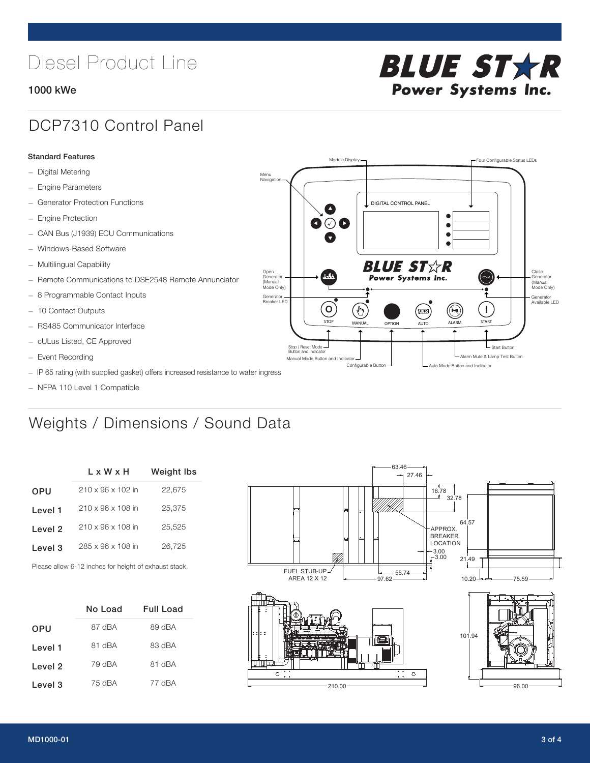# Diesel Product Line

**1000 kWe**

## DCP7310 Control Panel

### Standard Features

- Digital Metering
- Engine Parameters
- Generator Protection Functions
- Engine Protection
- CAN Bus (J1939) ECU Communications
- Windows-Based Software
- Multilingual Capability
- Remote Communications to DSE2548 Remote Annunciator
- 8 Programmable Contact Inputs
- 10 Contact Outputs
- RS485 Communicator Interface
- cULus Listed, CE Approved
- Event Recording
- IP 65 rating (with supplied gasket) offers increased resistance to water ingress
- NFPA 110 Level 1 Compatible

Module Display · Four Configurable Status LEDs · Menu Navigation · DIGITAL CONTROL PANEL · Open Generator (Manual Mode Only) · Close Generator (Manual Mode Only) · Generator Breaker LED · Generator Available LED · STOP · MANUAL · OPTION · AUTO · ALARM · START · Stop / Reset Mode Button and Indicator · Manual Mode Button and Indicator · Configurable Button · Auto Mode Button and Indicator · Alarm Mute & Lamp Test Button · Start Button

## Weights / Dimensions / Sound Data

| | L x W x H | Weight lbs |
|---|---|---|
| OPU | 210 x 96 x 102 in | 22,675 |
| Level 1 | 210 x 96 x 108 in | 25,375 |
| Level 2 | 210 x 96 x 108 in | 25,525 |
| Level 3 | 285 x 96 x 108 in | 26,725 |

Please allow 6-12 inches for height of exhaust stack.

| | No Load | Full Load |
|---|---|---|
| OPU | 87 dBA | 89 dBA |
| Level 1 | 81 dBA | 83 dBA |
| Level 2 | 79 dBA | 81 dBA |
| Level 3 | 75 dBA | 77 dBA |

63.46 · 27.46 · 16.78 · 32.78 · 64.57 · APPROX. BREAKER LOCATION · 3.00 · 3.00 · 21.49 · FUEL STUB-UP AREA 12 X 12 · 55.74 · 97.62 · 10.20 · 75.59 · 101.94 · 210.00 · 96.00

MD1000-01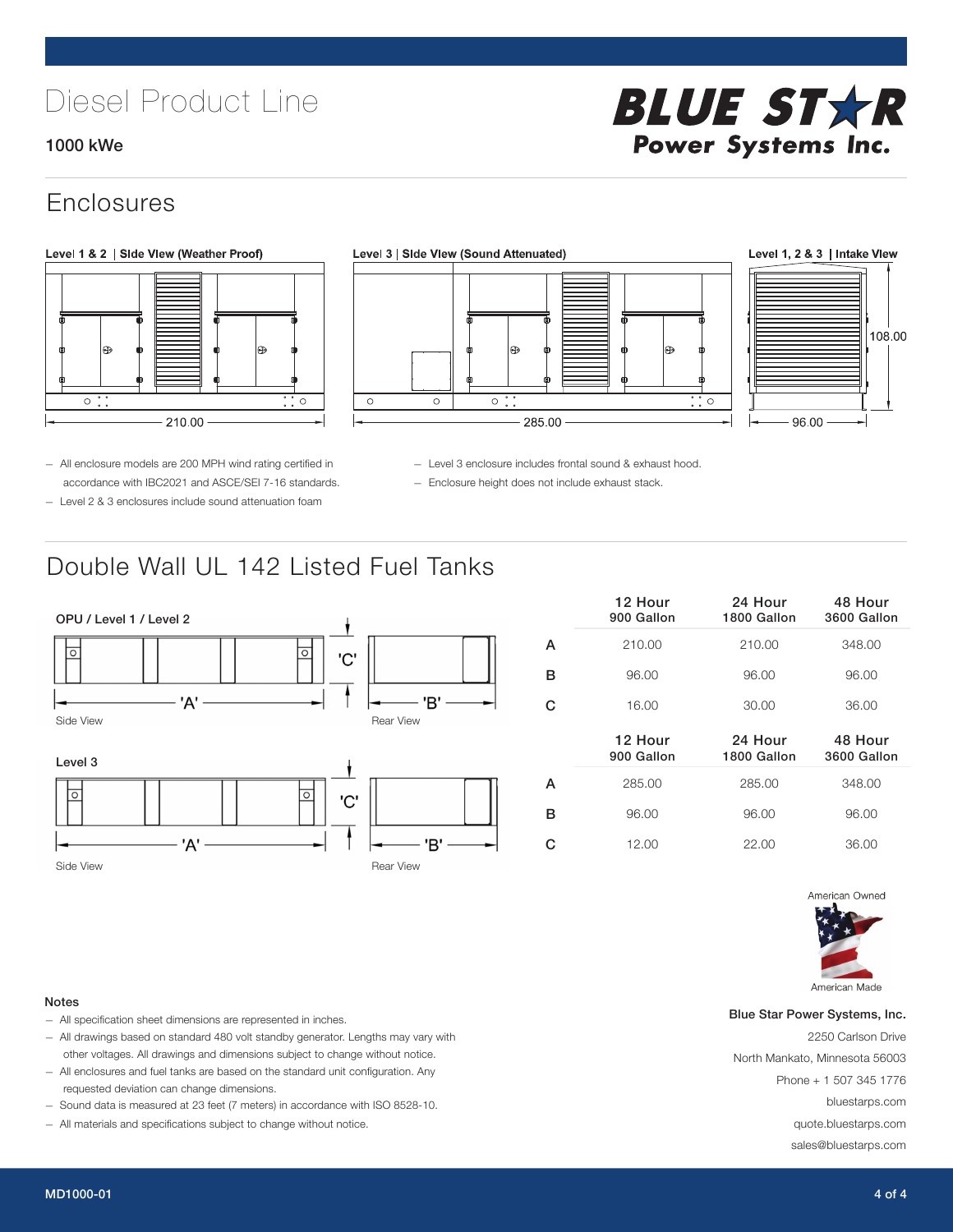# Diesel Product Line

**1000 kWe**

BLUE STAR Power Systems Inc.

## Enclosures

Level 1 & 2 | Side View (Weather Proof)

210.00

Level 3 | Side View (Sound Attenuated)

285.00

Level 1, 2 & 3 | Intake View

108.00

96.00

- All enclosure models are 200 MPH wind rating certified in accordance with IBC2021 and ASCE/SEI 7-16 standards.
- Level 2 & 3 enclosures include sound attenuation foam
- Level 3 enclosure includes frontal sound & exhaust hood.
- Enclosure height does not include exhaust stack.

## Double Wall UL 142 Listed Fuel Tanks

OPU / Level 1 / Level 2

'C'

'A'

'B'

Side View

Rear View

| | 12 Hour 900 Gallon | 24 Hour 1800 Gallon | 48 Hour 3600 Gallon |
|---|---|---|---|
| A | 210.00 | 210.00 | 348.00 |
| B | 96.00 | 96.00 | 96.00 |
| C | 16.00 | 30.00 | 36.00 |

Level 3

'C'

'A'

'B'

Side View

Rear View

| | 12 Hour 900 Gallon | 24 Hour 1800 Gallon | 48 Hour 3600 Gallon |
|---|---|---|---|
| A | 285.00 | 285.00 | 348.00 |
| B | 96.00 | 96.00 | 96.00 |
| C | 12.00 | 22.00 | 36.00 |

American Owned

American Made

### Notes

- All specification sheet dimensions are represented in inches.
- All drawings based on standard 480 volt standby generator. Lengths may vary with other voltages. All drawings and dimensions subject to change without notice.
- All enclosures and fuel tanks are based on the standard unit configuration. Any requested deviation can change dimensions.
- Sound data is measured at 23 feet (7 meters) in accordance with ISO 8528-10.
- All materials and specifications subject to change without notice.

**Blue Star Power Systems, Inc.**
2250 Carlson Drive
North Mankato, Minnesota 56003
Phone + 1 507 345 1776
bluestarps.com
quote.bluestarps.com
sales@bluestarps.com

MD1000-01